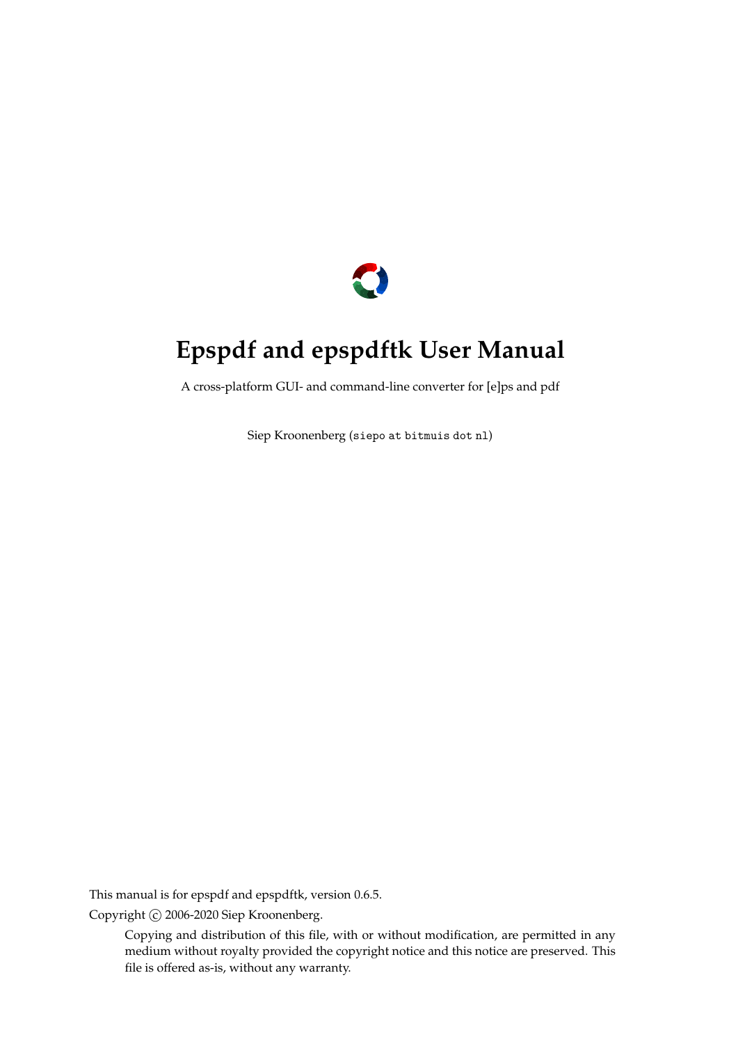# Epspdf and epspdftk User Manual

A cross-platform GUI- and command-line converter for [e]ps and pdf

Siep Kroonenberg (`siepo at bitmuis dot nl`)

This manual is for epspdf and epspdftk, version 0.6.5.

Copyright © 2006-2020 Siep Kroonenberg.

> Copying and distribution of this file, with or without modification, are permitted in any medium without royalty provided the copyright notice and this notice are preserved. This file is offered as-is, without any warranty.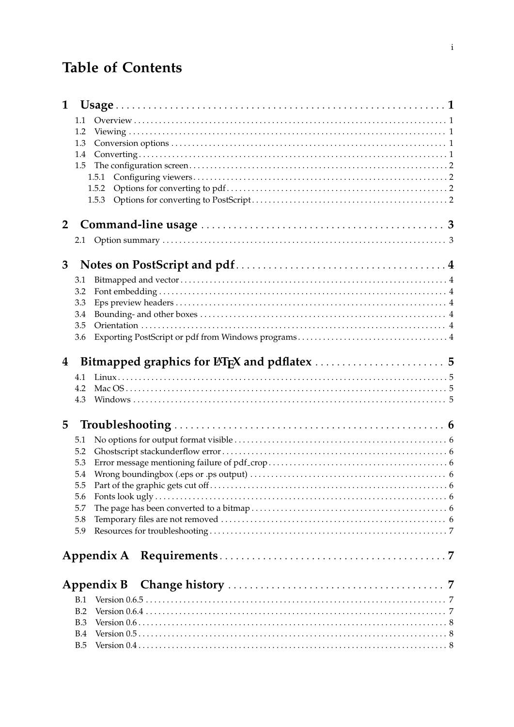# Table of Contents

**1 Usage** . . . . . . . . . . . . . . . . . . . . . . . . . . . . . . . . . . . . . . **1**

- 1.1 Overview . . . . . . . . . . . . . . . . . . . . . . . . . . . . . . . . . . . . . . . . 1
- 1.2 Viewing . . . . . . . . . . . . . . . . . . . . . . . . . . . . . . . . . . . . . . . . 1
- 1.3 Conversion options . . . . . . . . . . . . . . . . . . . . . . . . . . . . . . . . 1
- 1.4 Converting . . . . . . . . . . . . . . . . . . . . . . . . . . . . . . . . . . . . . . 1
- 1.5 The configuration screen . . . . . . . . . . . . . . . . . . . . . . . . . . . . 2
  - 1.5.1 Configuring viewers . . . . . . . . . . . . . . . . . . . . . . . . . . . 2
  - 1.5.2 Options for converting to pdf . . . . . . . . . . . . . . . . . . . . . 2
  - 1.5.3 Options for converting to PostScript . . . . . . . . . . . . . . . . 2

**2 Command-line usage** . . . . . . . . . . . . . . . . . . . . . . . . . . . . . **3**

- 2.1 Option summary . . . . . . . . . . . . . . . . . . . . . . . . . . . . . . . . . . 3

**3 Notes on PostScript and pdf** . . . . . . . . . . . . . . . . . . . . . . . . **4**

- 3.1 Bitmapped and vector . . . . . . . . . . . . . . . . . . . . . . . . . . . . . . 4
- 3.2 Font embedding . . . . . . . . . . . . . . . . . . . . . . . . . . . . . . . . . . . 4
- 3.3 Eps preview headers . . . . . . . . . . . . . . . . . . . . . . . . . . . . . . . 4
- 3.4 Bounding- and other boxes . . . . . . . . . . . . . . . . . . . . . . . . . . 4
- 3.5 Orientation . . . . . . . . . . . . . . . . . . . . . . . . . . . . . . . . . . . . . . 4
- 3.6 Exporting PostScript or pdf from Windows programs . . . . . . . . 4

**4 Bitmapped graphics for LaTeX and pdflatex** . . . . . . . . . . . . . **5**

- 4.1 Linux . . . . . . . . . . . . . . . . . . . . . . . . . . . . . . . . . . . . . . . . . . 5
- 4.2 Mac OS . . . . . . . . . . . . . . . . . . . . . . . . . . . . . . . . . . . . . . . . 5
- 4.3 Windows . . . . . . . . . . . . . . . . . . . . . . . . . . . . . . . . . . . . . . . 5

**5 Troubleshooting** . . . . . . . . . . . . . . . . . . . . . . . . . . . . . . . . . **6**

- 5.1 No options for output format visible . . . . . . . . . . . . . . . . . . . 6
- 5.2 Ghostscript stackunderflow error . . . . . . . . . . . . . . . . . . . . . 6
- 5.3 Error message mentioning failure of pdf_crop . . . . . . . . . . . . 6
- 5.4 Wrong boundingbox (.eps or .ps output) . . . . . . . . . . . . . . . . 6
- 5.5 Part of the graphic gets cut off . . . . . . . . . . . . . . . . . . . . . . . 6
- 5.6 Fonts look ugly . . . . . . . . . . . . . . . . . . . . . . . . . . . . . . . . . . 6
- 5.7 The page has been converted to a bitmap . . . . . . . . . . . . . . . 6
- 5.8 Temporary files are not removed . . . . . . . . . . . . . . . . . . . . . 6
- 5.9 Resources for troubleshooting . . . . . . . . . . . . . . . . . . . . . . . 7

**Appendix A Requirements** . . . . . . . . . . . . . . . . . . . . . . . . . . . **7**

**Appendix B Change history** . . . . . . . . . . . . . . . . . . . . . . . . . . **7**

- B.1 Version 0.6.5 . . . . . . . . . . . . . . . . . . . . . . . . . . . . . . . . . . . . 7
- B.2 Version 0.6.4 . . . . . . . . . . . . . . . . . . . . . . . . . . . . . . . . . . . . 7
- B.3 Version 0.6 . . . . . . . . . . . . . . . . . . . . . . . . . . . . . . . . . . . . . 8
- B.4 Version 0.5 . . . . . . . . . . . . . . . . . . . . . . . . . . . . . . . . . . . . . 8
- B.5 Version 0.4 . . . . . . . . . . . . . . . . . . . . . . . . . . . . . . . . . . . . . 8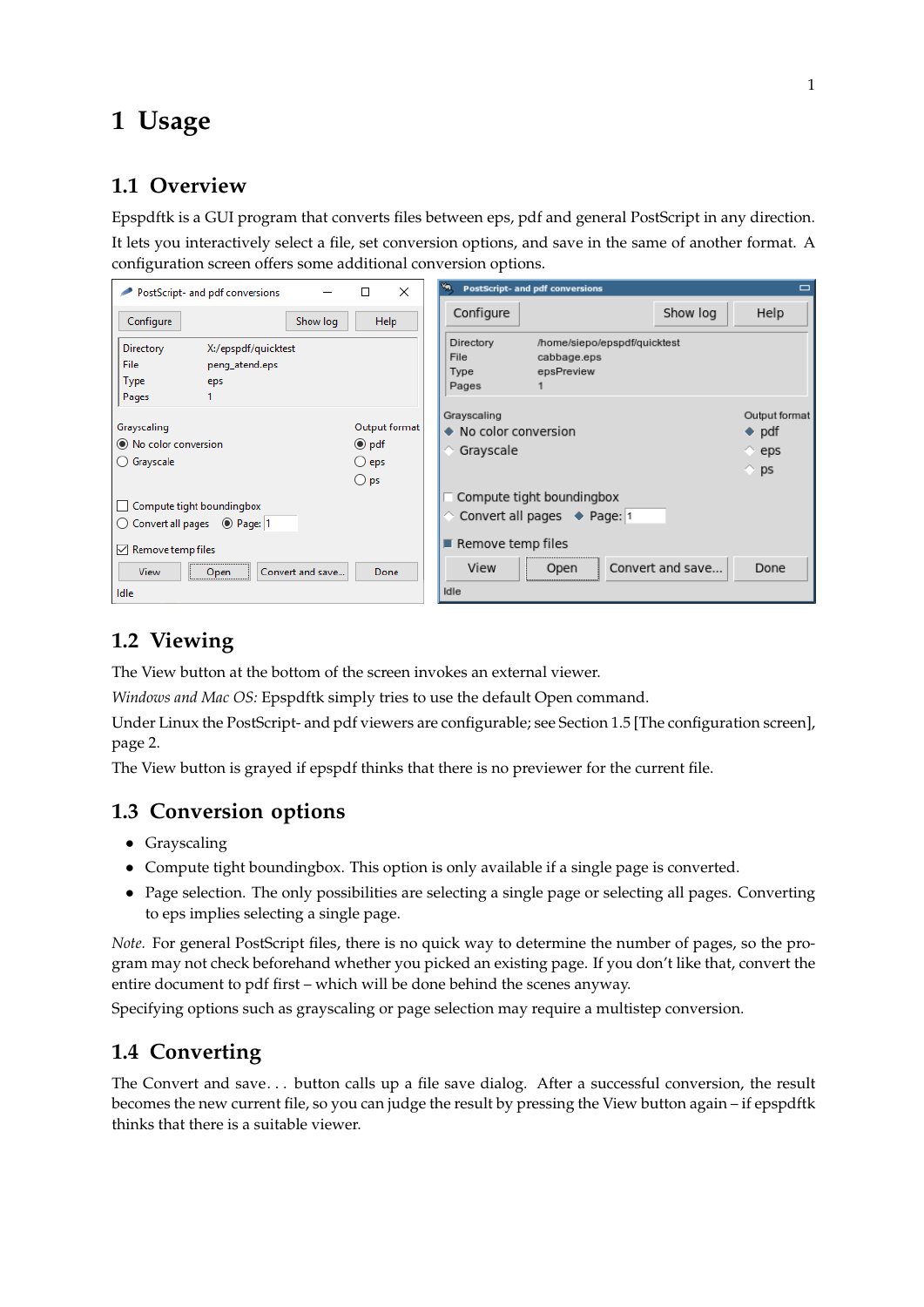# 1 Usage

## 1.1 Overview

Epspdftk is a GUI program that converts files between eps, pdf and general PostScript in any direction. It lets you interactively select a file, set conversion options, and save in the same of another format. A configuration screen offers some additional conversion options.

## 1.2 Viewing

The View button at the bottom of the screen invokes an external viewer.

*Windows and Mac OS:* Epspdftk simply tries to use the default Open command.

Under Linux the PostScript- and pdf viewers are configurable; see Section 1.5 [The configuration screen], page 2.

The View button is grayed if epspdf thinks that there is no previewer for the current file.

## 1.3 Conversion options

- Grayscaling
- Compute tight boundingbox. This option is only available if a single page is converted.
- Page selection. The only possibilities are selecting a single page or selecting all pages. Converting to eps implies selecting a single page.

*Note.* For general PostScript files, there is no quick way to determine the number of pages, so the program may not check beforehand whether you picked an existing page. If you don't like that, convert the entire document to pdf first – which will be done behind the scenes anyway.

Specifying options such as grayscaling or page selection may require a multistep conversion.

## 1.4 Converting

The Convert and save... button calls up a file save dialog. After a successful conversion, the result becomes the new current file, so you can judge the result by pressing the View button again – if epspdftk thinks that there is a suitable viewer.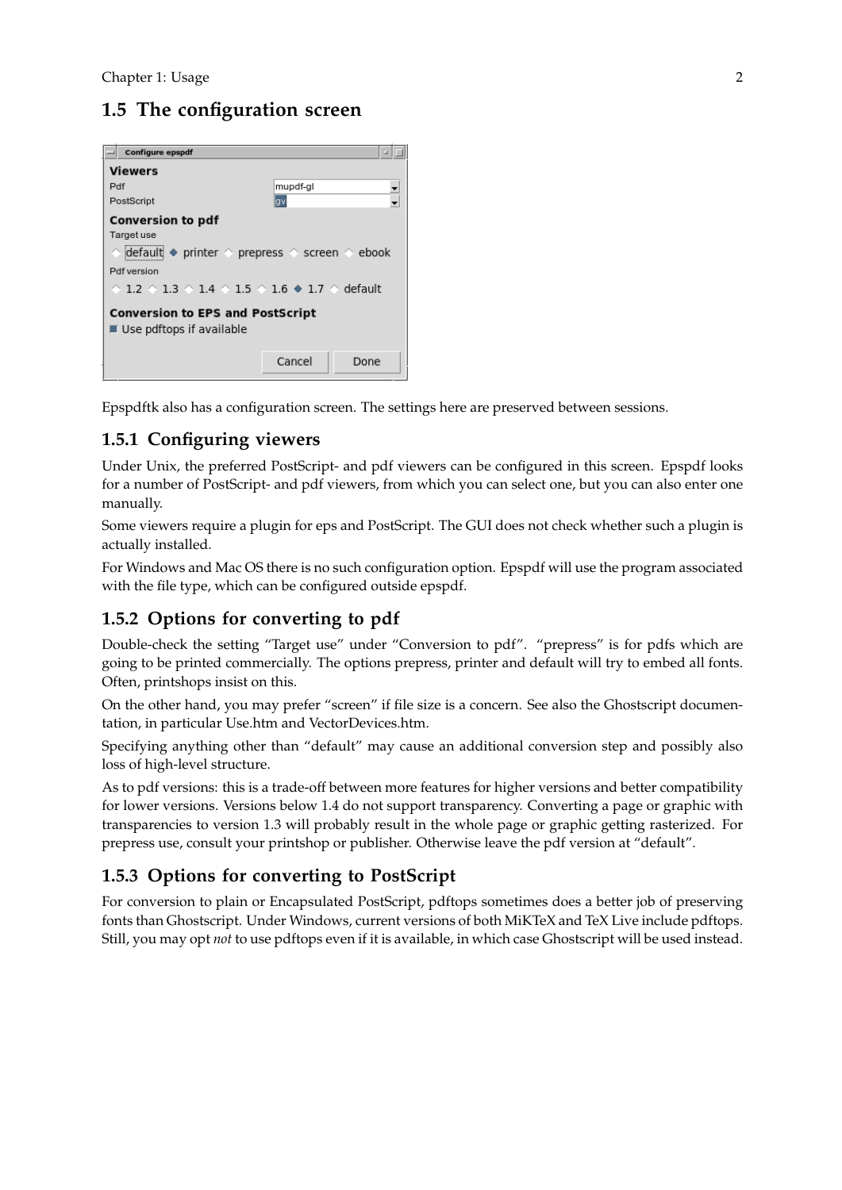## 1.5 The configuration screen

Epspdftk also has a configuration screen. The settings here are preserved between sessions.

### 1.5.1 Configuring viewers

Under Unix, the preferred PostScript- and pdf viewers can be configured in this screen. Epspdf looks for a number of PostScript- and pdf viewers, from which you can select one, but you can also enter one manually.

Some viewers require a plugin for eps and PostScript. The GUI does not check whether such a plugin is actually installed.

For Windows and Mac OS there is no such configuration option. Epspdf will use the program associated with the file type, which can be configured outside epspdf.

### 1.5.2 Options for converting to pdf

Double-check the setting "Target use" under "Conversion to pdf". "prepress" is for pdfs which are going to be printed commercially. The options prepress, printer and default will try to embed all fonts. Often, printshops insist on this.

On the other hand, you may prefer "screen" if file size is a concern. See also the Ghostscript documentation, in particular Use.htm and VectorDevices.htm.

Specifying anything other than "default" may cause an additional conversion step and possibly also loss of high-level structure.

As to pdf versions: this is a trade-off between more features for higher versions and better compatibility for lower versions. Versions below 1.4 do not support transparency. Converting a page or graphic with transparencies to version 1.3 will probably result in the whole page or graphic getting rasterized. For prepress use, consult your printshop or publisher. Otherwise leave the pdf version at "default".

### 1.5.3 Options for converting to PostScript

For conversion to plain or Encapsulated PostScript, pdftops sometimes does a better job of preserving fonts than Ghostscript. Under Windows, current versions of both MiKTeX and TeX Live include pdftops. Still, you may opt *not* to use pdftops even if it is available, in which case Ghostscript will be used instead.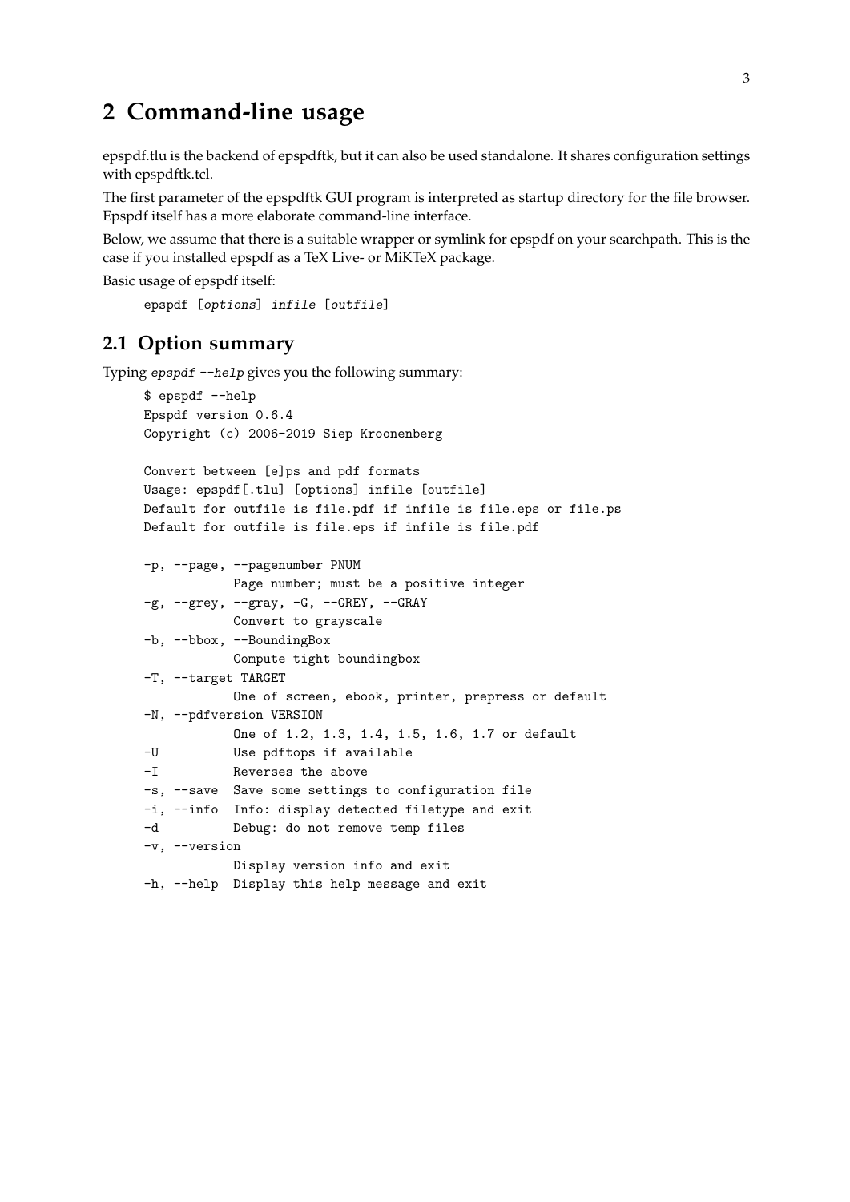# 2 Command-line usage

epspdf.tlu is the backend of epspdftk, but it can also be used standalone. It shares configuration settings with epspdftk.tcl.

The first parameter of the epspdftk GUI program is interpreted as startup directory for the file browser. Epspdf itself has a more elaborate command-line interface.

Below, we assume that there is a suitable wrapper or symlink for epspdf on your searchpath. This is the case if you installed epspdf as a TeX Live- or MiKTeX package.

Basic usage of epspdf itself:

```
epspdf [options] infile [outfile]
```

## 2.1 Option summary

Typing `epspdf --help` gives you the following summary:

```
$ epspdf --help
Epspdf version 0.6.4
Copyright (c) 2006-2019 Siep Kroonenberg

Convert between [e]ps and pdf formats
Usage: epspdf[.tlu] [options] infile [outfile]
Default for outfile is file.pdf if infile is file.eps or file.ps
Default for outfile is file.eps if infile is file.pdf

-p, --page, --pagenumber PNUM
            Page number; must be a positive integer
-g, --grey, --gray, -G, --GREY, --GRAY
            Convert to grayscale
-b, --bbox, --BoundingBox
            Compute tight boundingbox
-T, --target TARGET
            One of screen, ebook, printer, prepress or default
-N, --pdfversion VERSION
            One of 1.2, 1.3, 1.4, 1.5, 1.6, 1.7 or default
-U          Use pdftops if available
-I          Reverses the above
-s, --save  Save some settings to configuration file
-i, --info  Info: display detected filetype and exit
-d          Debug: do not remove temp files
-v, --version
            Display version info and exit
-h, --help  Display this help message and exit
```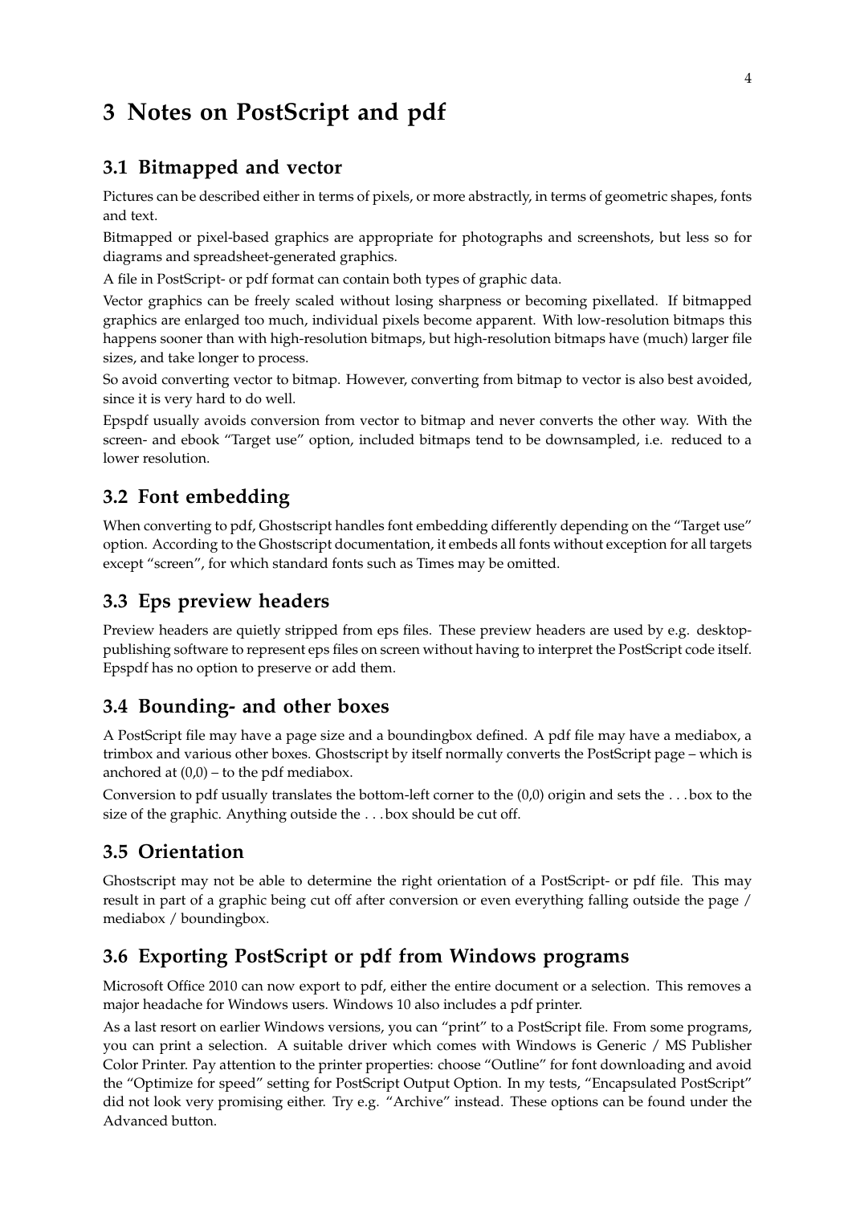# 3 Notes on PostScript and pdf

## 3.1 Bitmapped and vector

Pictures can be described either in terms of pixels, or more abstractly, in terms of geometric shapes, fonts and text.

Bitmapped or pixel-based graphics are appropriate for photographs and screenshots, but less so for diagrams and spreadsheet-generated graphics.

A file in PostScript- or pdf format can contain both types of graphic data.

Vector graphics can be freely scaled without losing sharpness or becoming pixellated. If bitmapped graphics are enlarged too much, individual pixels become apparent. With low-resolution bitmaps this happens sooner than with high-resolution bitmaps, but high-resolution bitmaps have (much) larger file sizes, and take longer to process.

So avoid converting vector to bitmap. However, converting from bitmap to vector is also best avoided, since it is very hard to do well.

Epspdf usually avoids conversion from vector to bitmap and never converts the other way. With the screen- and ebook "Target use" option, included bitmaps tend to be downsampled, i.e. reduced to a lower resolution.

## 3.2 Font embedding

When converting to pdf, Ghostscript handles font embedding differently depending on the "Target use" option. According to the Ghostscript documentation, it embeds all fonts without exception for all targets except "screen", for which standard fonts such as Times may be omitted.

## 3.3 Eps preview headers

Preview headers are quietly stripped from eps files. These preview headers are used by e.g. desktop-publishing software to represent eps files on screen without having to interpret the PostScript code itself. Epspdf has no option to preserve or add them.

## 3.4 Bounding- and other boxes

A PostScript file may have a page size and a boundingbox defined. A pdf file may have a mediabox, a trimbox and various other boxes. Ghostscript by itself normally converts the PostScript page – which is anchored at (0,0) – to the pdf mediabox.

Conversion to pdf usually translates the bottom-left corner to the (0,0) origin and sets the . . . box to the size of the graphic. Anything outside the . . . box should be cut off.

## 3.5 Orientation

Ghostscript may not be able to determine the right orientation of a PostScript- or pdf file. This may result in part of a graphic being cut off after conversion or even everything falling outside the page / mediabox / boundingbox.

## 3.6 Exporting PostScript or pdf from Windows programs

Microsoft Office 2010 can now export to pdf, either the entire document or a selection. This removes a major headache for Windows users. Windows 10 also includes a pdf printer.

As a last resort on earlier Windows versions, you can "print" to a PostScript file. From some programs, you can print a selection. A suitable driver which comes with Windows is Generic / MS Publisher Color Printer. Pay attention to the printer properties: choose "Outline" for font downloading and avoid the "Optimize for speed" setting for PostScript Output Option. In my tests, "Encapsulated PostScript" did not look very promising either. Try e.g. "Archive" instead. These options can be found under the Advanced button.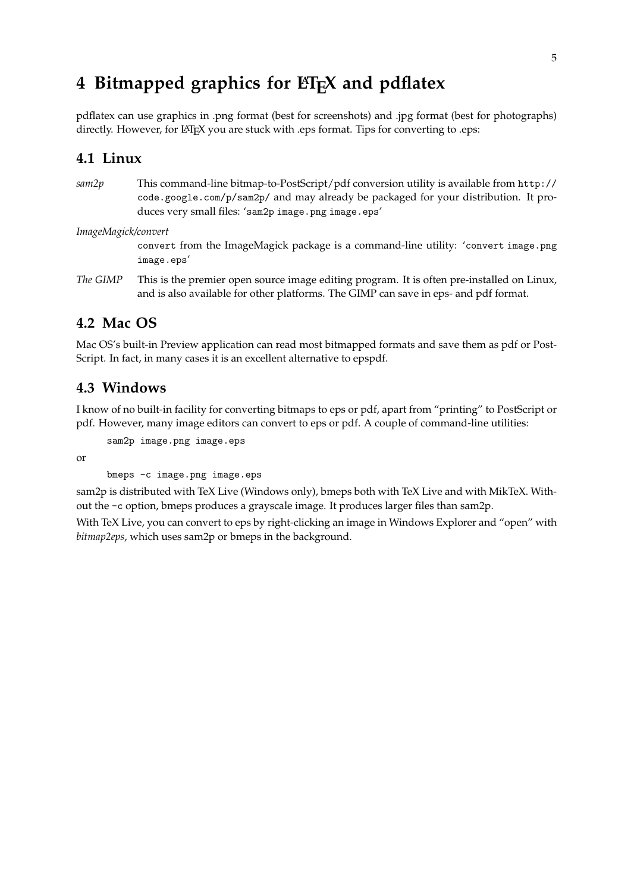# 4 Bitmapped graphics for LaTeX and pdflatex

pdflatex can use graphics in .png format (best for screenshots) and .jpg format (best for photographs) directly. However, for LaTeX you are stuck with .eps format. Tips for converting to .eps:

## 4.1 Linux

*sam2p* This command-line bitmap-to-PostScript/pdf conversion utility is available from `http://code.google.com/p/sam2p/` and may already be packaged for your distribution. It produces very small files: '`sam2p image.png image.eps`'

*ImageMagick/convert*
`convert` from the ImageMagick package is a command-line utility: '`convert image.png image.eps`'

*The GIMP* This is the premier open source image editing program. It is often pre-installed on Linux, and is also available for other platforms. The GIMP can save in eps- and pdf format.

## 4.2 Mac OS

Mac OS's built-in Preview application can read most bitmapped formats and save them as pdf or PostScript. In fact, in many cases it is an excellent alternative to epspdf.

## 4.3 Windows

I know of no built-in facility for converting bitmaps to eps or pdf, apart from "printing" to PostScript or pdf. However, many image editors can convert to eps or pdf. A couple of command-line utilities:

```
sam2p image.png image.eps
```

or

```
bmeps -c image.png image.eps
```

sam2p is distributed with TeX Live (Windows only), bmeps both with TeX Live and with MikTeX. Without the `-c` option, bmeps produces a grayscale image. It produces larger files than sam2p.

With TeX Live, you can convert to eps by right-clicking an image in Windows Explorer and "open" with *bitmap2eps*, which uses sam2p or bmeps in the background.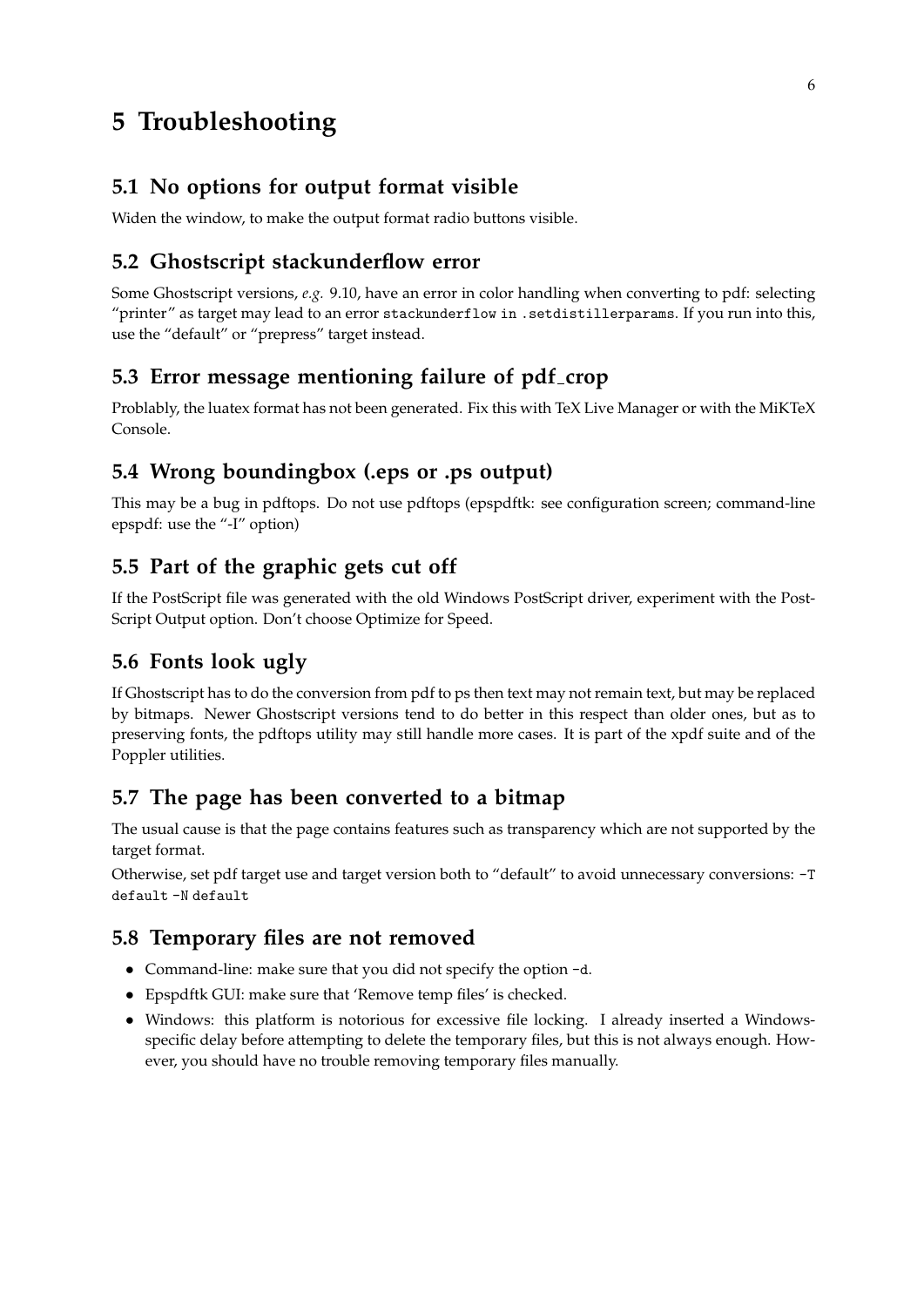# 5 Troubleshooting

## 5.1 No options for output format visible

Widen the window, to make the output format radio buttons visible.

## 5.2 Ghostscript stackunderflow error

Some Ghostscript versions, *e.g.* 9.10, have an error in color handling when converting to pdf: selecting "printer" as target may lead to an error `stackunderflow in .setdistillerparams`. If you run into this, use the "default" or "prepress" target instead.

## 5.3 Error message mentioning failure of pdf_crop

Problably, the luatex format has not been generated. Fix this with TeX Live Manager or with the MiKTeX Console.

## 5.4 Wrong boundingbox (.eps or .ps output)

This may be a bug in pdftops. Do not use pdftops (epspdftk: see configuration screen; command-line epspdf: use the "-I" option)

## 5.5 Part of the graphic gets cut off

If the PostScript file was generated with the old Windows PostScript driver, experiment with the PostScript Output option. Don't choose Optimize for Speed.

## 5.6 Fonts look ugly

If Ghostscript has to do the conversion from pdf to ps then text may not remain text, but may be replaced by bitmaps. Newer Ghostscript versions tend to do better in this respect than older ones, but as to preserving fonts, the pdftops utility may still handle more cases. It is part of the xpdf suite and of the Poppler utilities.

## 5.7 The page has been converted to a bitmap

The usual cause is that the page contains features such as transparency which are not supported by the target format.

Otherwise, set pdf target use and target version both to "default" to avoid unnecessary conversions: `-T default -N default`

## 5.8 Temporary files are not removed

- Command-line: make sure that you did not specify the option `-d`.
- Epspdftk GUI: make sure that 'Remove temp files' is checked.
- Windows: this platform is notorious for excessive file locking. I already inserted a Windows-specific delay before attempting to delete the temporary files, but this is not always enough. However, you should have no trouble removing temporary files manually.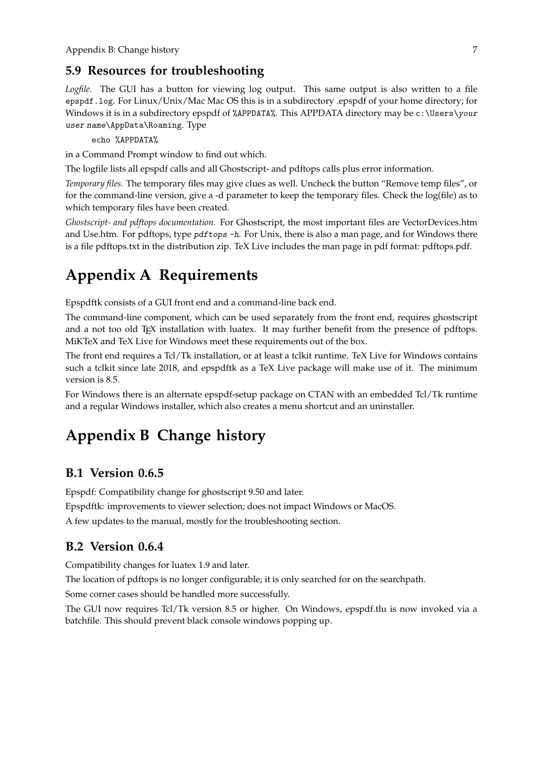### 5.9 Resources for troubleshooting

*Logfile.* The GUI has a button for viewing log output. This same output is also written to a file `epspdf.log`. For Linux/Unix/Mac Mac OS this is in a subdirectory .epspdf of your home directory; for Windows it is in a subdirectory epspdf of `%APPDATA%`. This APPDATA directory may be `c:\Users\`*your user name*`\AppData\Roaming`. Type

```
echo %APPDATA%
```

in a Command Prompt window to find out which.

The logfile lists all epspdf calls and all Ghostscript- and pdftops calls plus error information.

*Temporary files.* The temporary files may give clues as well. Uncheck the button "Remove temp files", or for the command-line version, give a -d parameter to keep the temporary files. Check the log(file) as to which temporary files have been created.

*Ghostscript- and pdftops documentation.* For Ghostscript, the most important files are VectorDevices.htm and Use.htm. For pdftops, type *`pdftops -h`*. For Unix, there is also a man page, and for Windows there is a file pdftops.txt in the distribution zip. TeX Live includes the man page in pdf format: pdftops.pdf.

# Appendix A Requirements

Epspdftk consists of a GUI front end and a command-line back end.

The command-line component, which can be used separately from the front end, requires ghostscript and a not too old TEX installation with luatex. It may further benefit from the presence of pdftops. MiKTeX and TeX Live for Windows meet these requirements out of the box.

The front end requires a Tcl/Tk installation, or at least a tclkit runtime. TeX Live for Windows contains such a tclkit since late 2018, and epspdftk as a TeX Live package will make use of it. The minimum version is 8.5.

For Windows there is an alternate epspdf-setup package on CTAN with an embedded Tcl/Tk runtime and a regular Windows installer, which also creates a menu shortcut and an uninstaller.

# Appendix B Change history

## B.1 Version 0.6.5

Epspdf: Compatibility change for ghostscript 9.50 and later.

Epspdftk: improvements to viewer selection; does not impact Windows or MacOS.

A few updates to the manual, mostly for the troubleshooting section.

## B.2 Version 0.6.4

Compatibility changes for luatex 1.9 and later.

The location of pdftops is no longer configurable; it is only searched for on the searchpath.

Some corner cases should be handled more successfully.

The GUI now requires Tcl/Tk version 8.5 or higher. On Windows, epspdf.tlu is now invoked via a batchfile. This should prevent black console windows popping up.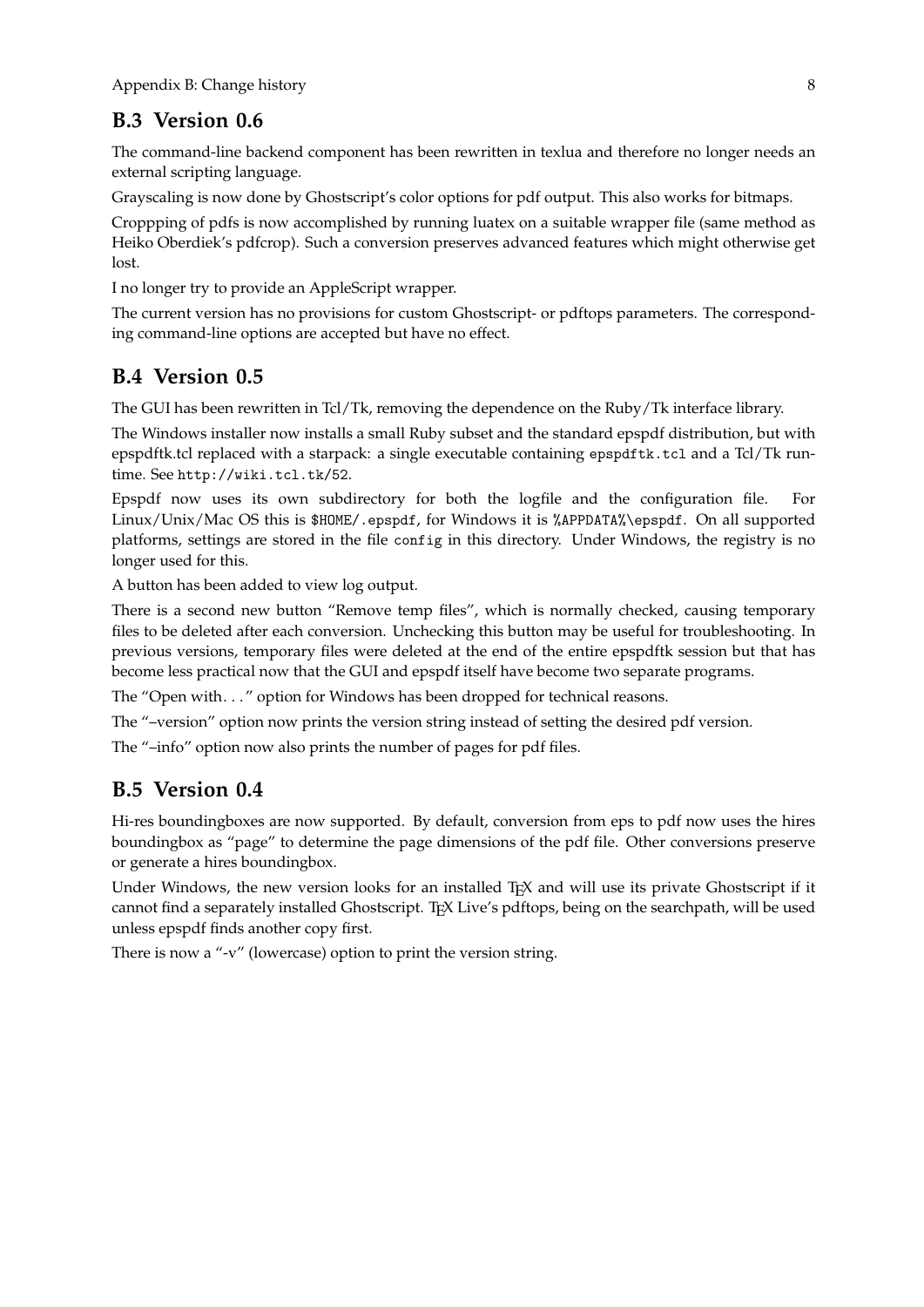## B.3 Version 0.6

The command-line backend component has been rewritten in texlua and therefore no longer needs an external scripting language.

Grayscaling is now done by Ghostscript's color options for pdf output. This also works for bitmaps.

Croppping of pdfs is now accomplished by running luatex on a suitable wrapper file (same method as Heiko Oberdiek's pdfcrop). Such a conversion preserves advanced features which might otherwise get lost.

I no longer try to provide an AppleScript wrapper.

The current version has no provisions for custom Ghostscript- or pdftops parameters. The corresponding command-line options are accepted but have no effect.

## B.4 Version 0.5

The GUI has been rewritten in Tcl/Tk, removing the dependence on the Ruby/Tk interface library.

The Windows installer now installs a small Ruby subset and the standard epspdf distribution, but with epspdftk.tcl replaced with a starpack: a single executable containing `epspdftk.tcl` and a Tcl/Tk runtime. See `http://wiki.tcl.tk/52`.

Epspdf now uses its own subdirectory for both the logfile and the configuration file. For Linux/Unix/Mac OS this is `$HOME/.epspdf`, for Windows it is `%APPDATA%\epspdf`. On all supported platforms, settings are stored in the file `config` in this directory. Under Windows, the registry is no longer used for this.

A button has been added to view log output.

There is a second new button "Remove temp files", which is normally checked, causing temporary files to be deleted after each conversion. Unchecking this button may be useful for troubleshooting. In previous versions, temporary files were deleted at the end of the entire epspdftk session but that has become less practical now that the GUI and epspdf itself have become two separate programs.

The "Open with. . ." option for Windows has been dropped for technical reasons.

The "–version" option now prints the version string instead of setting the desired pdf version.

The "–info" option now also prints the number of pages for pdf files.

## B.5 Version 0.4

Hi-res boundingboxes are now supported. By default, conversion from eps to pdf now uses the hires boundingbox as "page" to determine the page dimensions of the pdf file. Other conversions preserve or generate a hires boundingbox.

Under Windows, the new version looks for an installed TEX and will use its private Ghostscript if it cannot find a separately installed Ghostscript. TEX Live's pdftops, being on the searchpath, will be used unless epspdf finds another copy first.

There is now a "-v" (lowercase) option to print the version string.